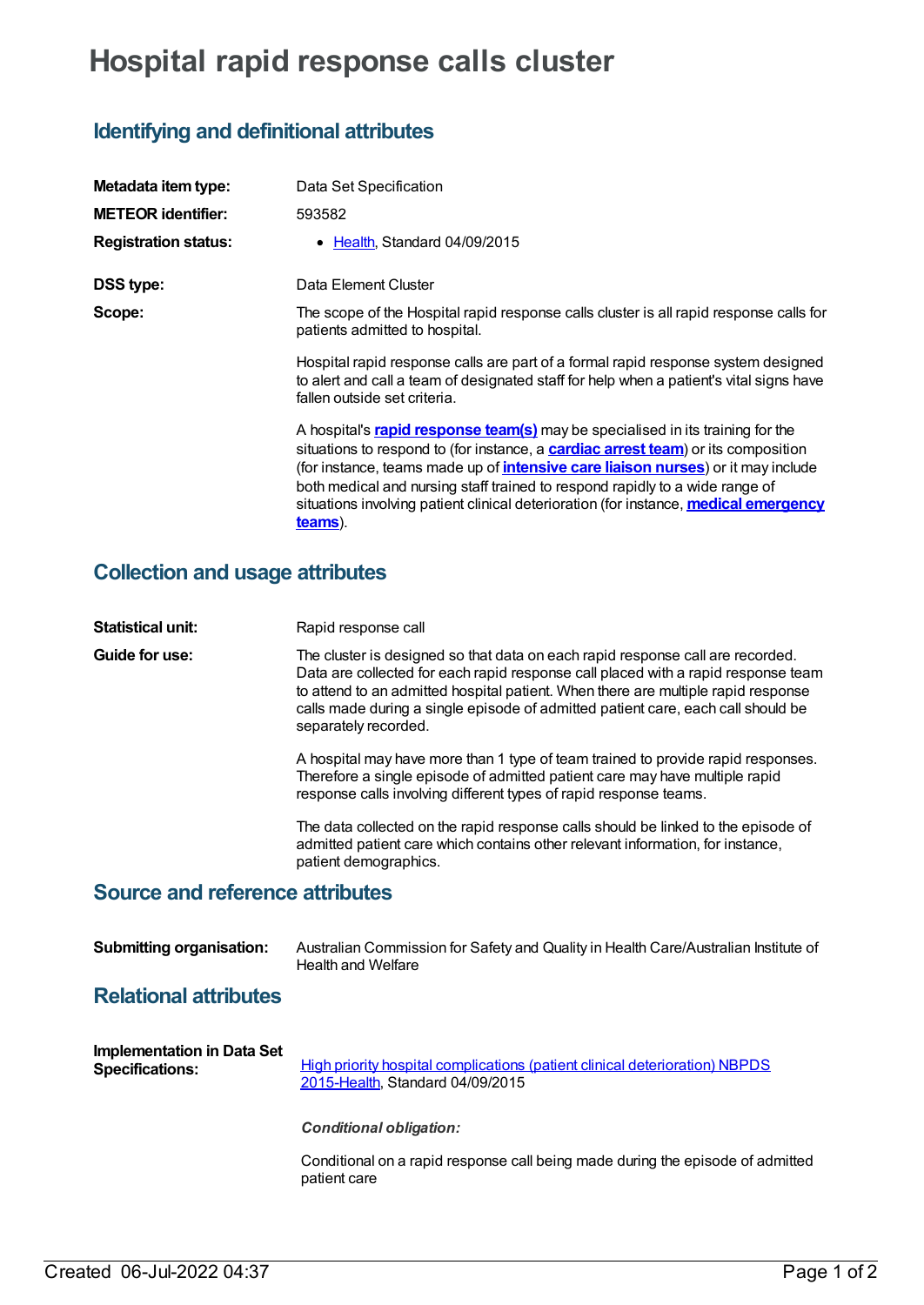# Hospital rapid response calls cluster

## Identifying and definitional attributes

| | |
|---|---|
| **Metadata item type:** | Data Set Specification |
| **METEOR identifier:** | 593582 |
| **Registration status:** | • Health, Standard 04/09/2015 |
| **DSS type:** | Data Element Cluster |
| **Scope:** | The scope of the Hospital rapid response calls cluster is all rapid response calls for patients admitted to hospital.<br><br>Hospital rapid response calls are part of a formal rapid response system designed to alert and call a team of designated staff for help when a patient's vital signs have fallen outside set criteria.<br><br>A hospital's **rapid response team(s)** may be specialised in its training for the situations to respond to (for instance, a **cardiac arrest team**) or its composition (for instance, teams made up of **intensive care liaison nurses**) or it may include both medical and nursing staff trained to respond rapidly to a wide range of situations involving patient clinical deterioration (for instance, **medical emergency teams**). |

## Collection and usage attributes

| | |
|---|---|
| **Statistical unit:** | Rapid response call |
| **Guide for use:** | The cluster is designed so that data on each rapid response call are recorded. Data are collected for each rapid response call placed with a rapid response team to attend to an admitted hospital patient. When there are multiple rapid response calls made during a single episode of admitted patient care, each call should be separately recorded.<br><br>A hospital may have more than 1 type of team trained to provide rapid responses. Therefore a single episode of admitted patient care may have multiple rapid response calls involving different types of rapid response teams.<br><br>The data collected on the rapid response calls should be linked to the episode of admitted patient care which contains other relevant information, for instance, patient demographics. |

## Source and reference attributes

| | |
|---|---|
| **Submitting organisation:** | Australian Commission for Safety and Quality in Health Care/Australian Institute of Health and Welfare |

## Relational attributes

| | |
|---|---|
| **Implementation in Data Set Specifications:** | High priority hospital complications (patient clinical deterioration) NBPDS 2015-Health, Standard 04/09/2015<br><br>***Conditional obligation:***<br><br>Conditional on a rapid response call being made during the episode of admitted patient care |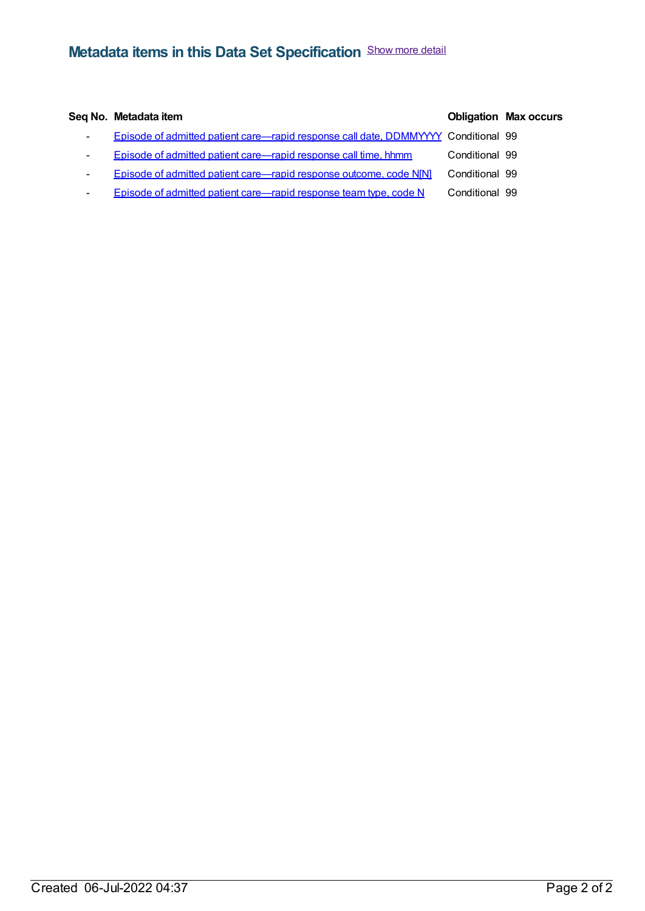## Metadata items in this Data Set Specification

Show more detail

| Seq No. | Metadata item | Obligation | Max occurs |
|---|---|---|---|
| - | Episode of admitted patient care—rapid response call date, DDMMYYYY | Conditional | 99 |
| - | Episode of admitted patient care—rapid response call time, hhmm | Conditional | 99 |
| - | Episode of admitted patient care—rapid response outcome, code N[N] | Conditional | 99 |
| - | Episode of admitted patient care—rapid response team type, code N | Conditional | 99 |

Created 06-Jul-2022 04:37